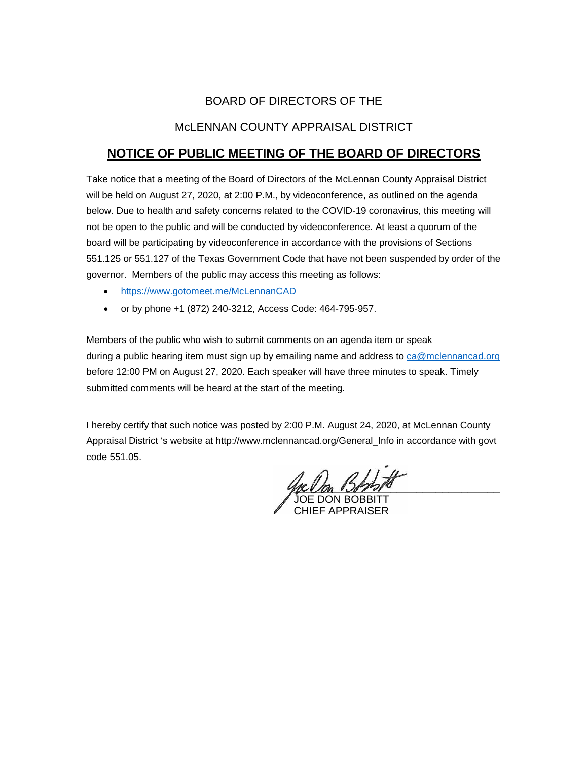BOARD OF DIRECTORS OF THE

McLENNAN COUNTY APPRAISAL DISTRICT

# NOTICE OF PUBLIC MEETING OF THE BOARD OF DIRECTORS

Take notice that a meeting of the Board of Directors of the McLennan County Appraisal District will be held on August 27, 2020, at 2:00 P.M., by videoconference, as outlined on the agenda below. Due to health and safety concerns related to the COVID-19 coronavirus, this meeting will not be open to the public and will be conducted by videoconference. At least a quorum of the board will be participating by videoconference in accordance with the provisions of Sections 551.125 or 551.127 of the Texas Government Code that have not been suspended by order of the governor. Members of the public may access this meeting as follows:

- https://www.gotomeet.me/McLennanCAD
- or by phone +1 (872) 240-3212, Access Code: 464-795-957.

Members of the public who wish to submit comments on an agenda item or speak during a public hearing item must sign up by emailing name and address to ca@mclennancad.org before 12:00 PM on August 27, 2020. Each speaker will have three minutes to speak. Timely submitted comments will be heard at the start of the meeting.

I hereby certify that such notice was posted by 2:00 P.M. August 24, 2020, at McLennan County Appraisal District 's website at http://www.mclennancad.org/General_Info in accordance with govt code 551.05.

JOE DON BOBBITT
CHIEF APPRAISER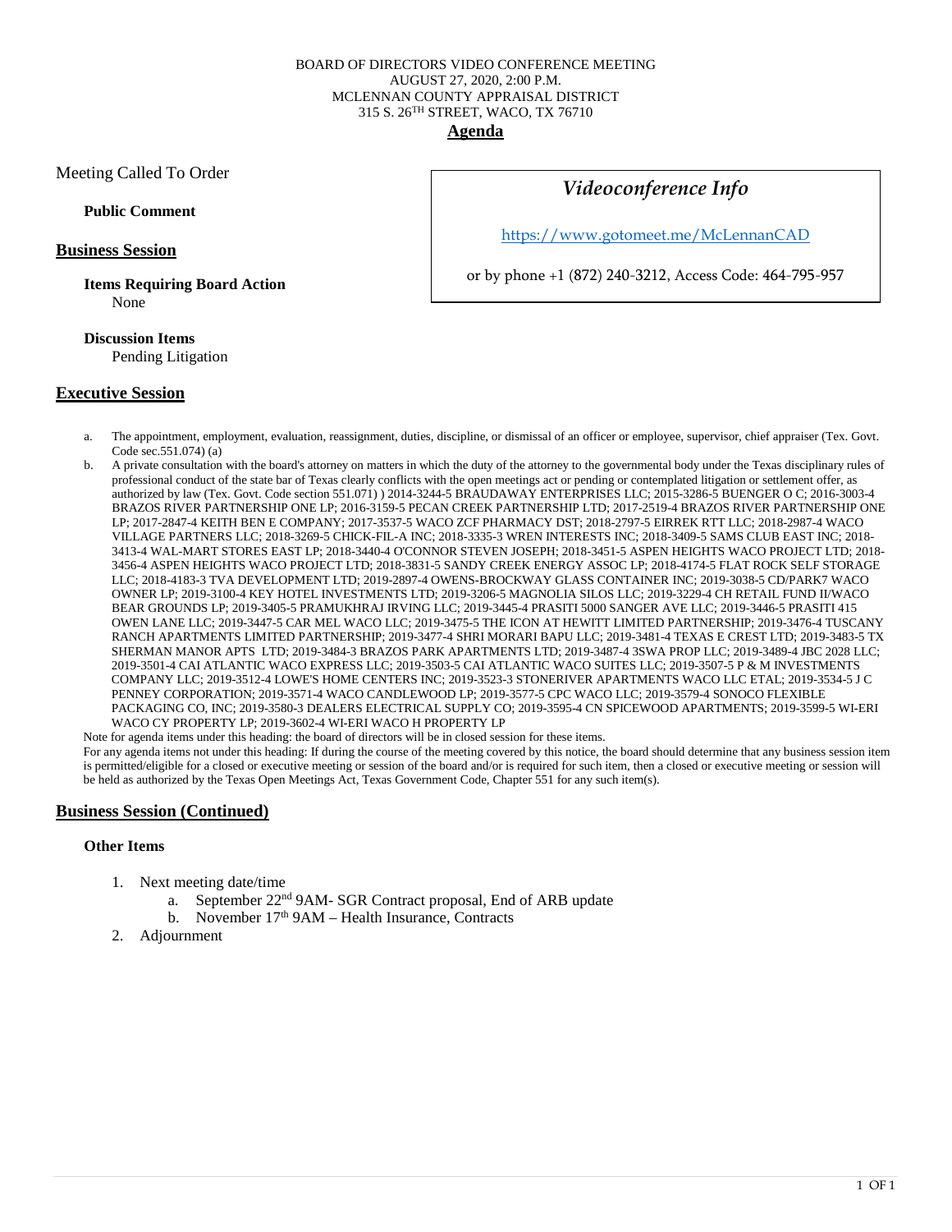BOARD OF DIRECTORS VIDEO CONFERENCE MEETING
AUGUST 27, 2020, 2:00 P.M.
MCLENNAN COUNTY APPRAISAL DISTRICT
315 S. 26TH STREET, WACO, TX 76710

**Agenda**

*Videoconference Info*

https://www.gotomeet.me/McLennanCAD

or by phone +1 (872) 240-3212, Access Code: 464-795-957

Meeting Called To Order

**Public Comment**

## Business Session

**Items Requiring Board Action**
None

**Discussion Items**
Pending Litigation

## Executive Session

a. The appointment, employment, evaluation, reassignment, duties, discipline, or dismissal of an officer or employee, supervisor, chief appraiser (Tex. Govt. Code sec.551.074) (a)
b. A private consultation with the board's attorney on matters in which the duty of the attorney to the governmental body under the Texas disciplinary rules of professional conduct of the state bar of Texas clearly conflicts with the open meetings act or pending or contemplated litigation or settlement offer, as authorized by law (Tex. Govt. Code section 551.071) ) 2014-3244-5 BRAUDAWAY ENTERPRISES LLC; 2015-3286-5 BUENGER O C; 2016-3003-4 BRAZOS RIVER PARTNERSHIP ONE LP; 2016-3159-5 PECAN CREEK PARTNERSHIP LTD; 2017-2519-4 BRAZOS RIVER PARTNERSHIP ONE LP; 2017-2847-4 KEITH BEN E COMPANY; 2017-3537-5 WACO ZCF PHARMACY DST; 2018-2797-5 EIRREK RTT LLC; 2018-2987-4 WACO VILLAGE PARTNERS LLC; 2018-3269-5 CHICK-FIL-A INC; 2018-3335-3 WREN INTERESTS INC; 2018-3409-5 SAMS CLUB EAST INC; 2018-3413-4 WAL-MART STORES EAST LP; 2018-3440-4 O'CONNOR STEVEN JOSEPH; 2018-3451-5 ASPEN HEIGHTS WACO PROJECT LTD; 2018-3456-4 ASPEN HEIGHTS WACO PROJECT LTD; 2018-3831-5 SANDY CREEK ENERGY ASSOC LP; 2018-4174-5 FLAT ROCK SELF STORAGE LLC; 2018-4183-3 TVA DEVELOPMENT LTD; 2019-2897-4 OWENS-BROCKWAY GLASS CONTAINER INC; 2019-3038-5 CD/PARK7 WACO OWNER LP; 2019-3100-4 KEY HOTEL INVESTMENTS LTD; 2019-3206-5 MAGNOLIA SILOS LLC; 2019-3229-4 CH RETAIL FUND II/WACO BEAR GROUNDS LP; 2019-3405-5 PRAMUKHRAJ IRVING LLC; 2019-3445-4 PRASITI 5000 SANGER AVE LLC; 2019-3446-5 PRASITI 415 OWEN LANE LLC; 2019-3447-5 CAR MEL WACO LLC; 2019-3475-5 THE ICON AT HEWITT LIMITED PARTNERSHIP; 2019-3476-4 TUSCANY RANCH APARTMENTS LIMITED PARTNERSHIP; 2019-3477-4 SHRI MORARI BAPU LLC; 2019-3481-4 TEXAS E CREST LTD; 2019-3483-5 TX SHERMAN MANOR APTS LTD; 2019-3484-3 BRAZOS PARK APARTMENTS LTD; 2019-3487-4 3SWA PROP LLC; 2019-3489-4 JBC 2028 LLC; 2019-3501-4 CAI ATLANTIC WACO EXPRESS LLC; 2019-3503-5 CAI ATLANTIC WACO SUITES LLC; 2019-3507-5 P & M INVESTMENTS COMPANY LLC; 2019-3512-4 LOWE'S HOME CENTERS INC; 2019-3523-3 STONERIVER APARTMENTS WACO LLC ETAL; 2019-3534-5 J C PENNEY CORPORATION; 2019-3571-4 WACO CANDLEWOOD LP; 2019-3577-5 CPC WACO LLC; 2019-3579-4 SONOCO FLEXIBLE PACKAGING CO, INC; 2019-3580-3 DEALERS ELECTRICAL SUPPLY CO; 2019-3595-4 CN SPICEWOOD APARTMENTS; 2019-3599-5 WI-ERI WACO CY PROPERTY LP; 2019-3602-4 WI-ERI WACO H PROPERTY LP

Note for agenda items under this heading: the board of directors will be in closed session for these items.

For any agenda items not under this heading: If during the course of the meeting covered by this notice, the board should determine that any business session item is permitted/eligible for a closed or executive meeting or session of the board and/or is required for such item, then a closed or executive meeting or session will be held as authorized by the Texas Open Meetings Act, Texas Government Code, Chapter 551 for any such item(s).

## Business Session (Continued)

**Other Items**

1. Next meeting date/time
   a. September 22nd 9AM- SGR Contract proposal, End of ARB update
   b. November 17th 9AM – Health Insurance, Contracts
2. Adjournment